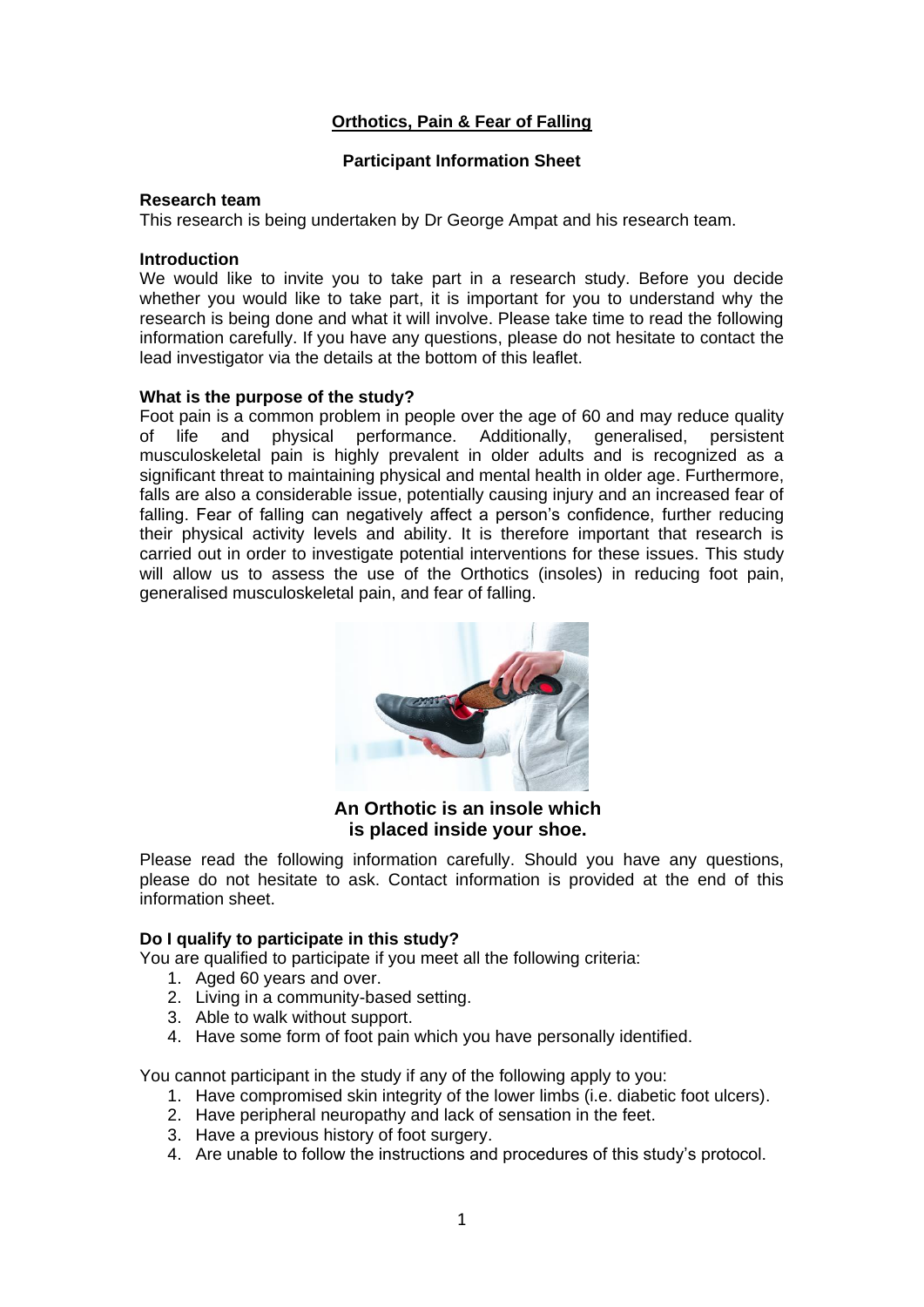# Orthotics, Pain & Fear of Falling

## Participant Information Sheet

**Research team**
This research is being undertaken by Dr George Ampat and his research team.

**Introduction**
We would like to invite you to take part in a research study. Before you decide whether you would like to take part, it is important for you to understand why the research is being done and what it will involve. Please take time to read the following information carefully. If you have any questions, please do not hesitate to contact the lead investigator via the details at the bottom of this leaflet.

**What is the purpose of the study?**
Foot pain is a common problem in people over the age of 60 and may reduce quality of life and physical performance. Additionally, generalised, persistent musculoskeletal pain is highly prevalent in older adults and is recognized as a significant threat to maintaining physical and mental health in older age. Furthermore, falls are also a considerable issue, potentially causing injury and an increased fear of falling. Fear of falling can negatively affect a person's confidence, further reducing their physical activity levels and ability. It is therefore important that research is carried out in order to investigate potential interventions for these issues. This study will allow us to assess the use of the Orthotics (insoles) in reducing foot pain, generalised musculoskeletal pain, and fear of falling.

**An Orthotic is an insole which is placed inside your shoe.**

Please read the following information carefully. Should you have any questions, please do not hesitate to ask. Contact information is provided at the end of this information sheet.

**Do I qualify to participate in this study?**
You are qualified to participate if you meet all the following criteria:

1. Aged 60 years and over.
2. Living in a community-based setting.
3. Able to walk without support.
4. Have some form of foot pain which you have personally identified.

You cannot participant in the study if any of the following apply to you:

1. Have compromised skin integrity of the lower limbs (i.e. diabetic foot ulcers).
2. Have peripheral neuropathy and lack of sensation in the feet.
3. Have a previous history of foot surgery.
4. Are unable to follow the instructions and procedures of this study's protocol.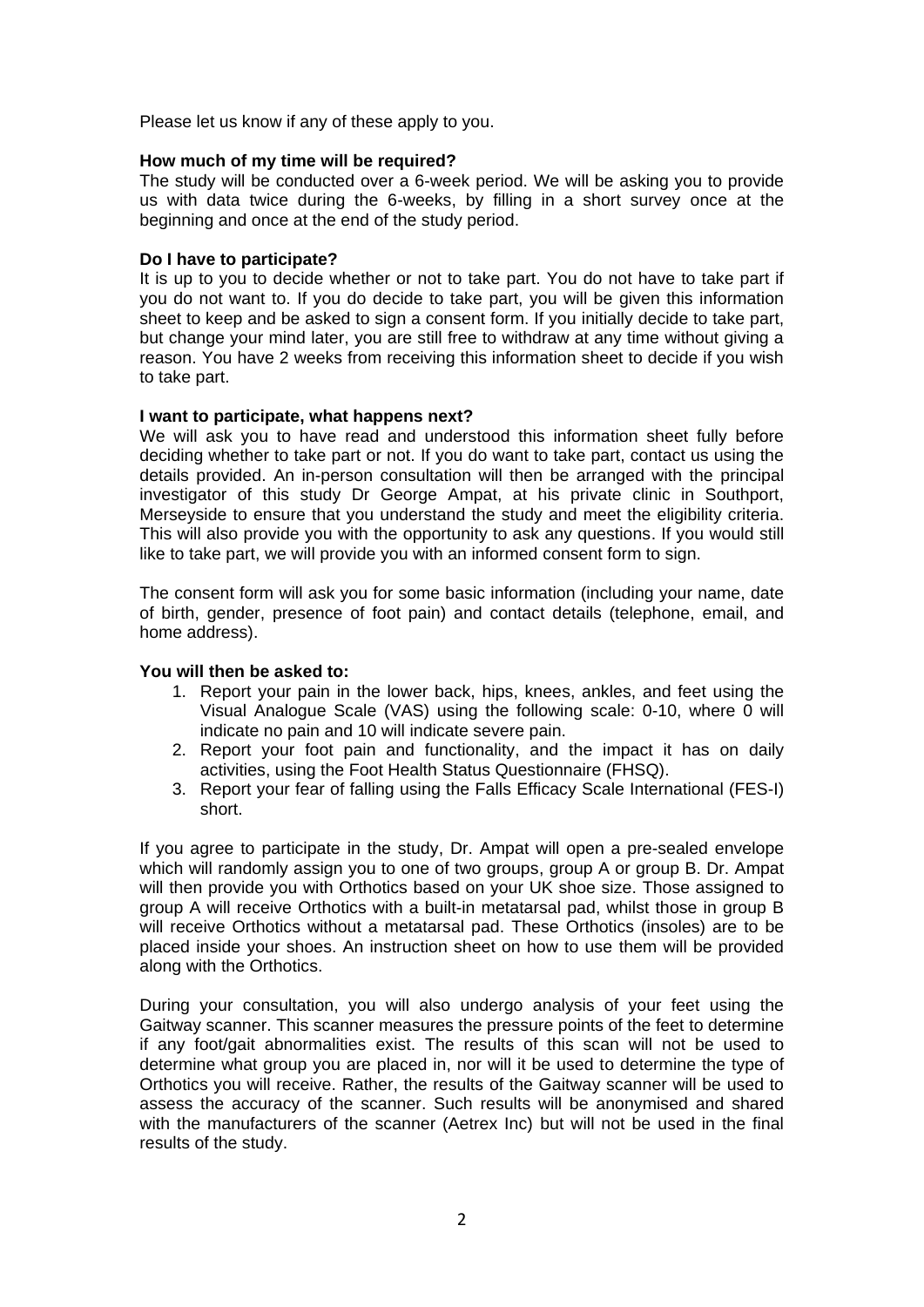Please let us know if any of these apply to you.

**How much of my time will be required?**

The study will be conducted over a 6-week period. We will be asking you to provide us with data twice during the 6-weeks, by filling in a short survey once at the beginning and once at the end of the study period.

**Do I have to participate?**

It is up to you to decide whether or not to take part. You do not have to take part if you do not want to. If you do decide to take part, you will be given this information sheet to keep and be asked to sign a consent form. If you initially decide to take part, but change your mind later, you are still free to withdraw at any time without giving a reason. You have 2 weeks from receiving this information sheet to decide if you wish to take part.

**I want to participate, what happens next?**

We will ask you to have read and understood this information sheet fully before deciding whether to take part or not. If you do want to take part, contact us using the details provided. An in-person consultation will then be arranged with the principal investigator of this study Dr George Ampat, at his private clinic in Southport, Merseyside to ensure that you understand the study and meet the eligibility criteria. This will also provide you with the opportunity to ask any questions. If you would still like to take part, we will provide you with an informed consent form to sign.

The consent form will ask you for some basic information (including your name, date of birth, gender, presence of foot pain) and contact details (telephone, email, and home address).

**You will then be asked to:**

1. Report your pain in the lower back, hips, knees, ankles, and feet using the Visual Analogue Scale (VAS) using the following scale: 0-10, where 0 will indicate no pain and 10 will indicate severe pain.
2. Report your foot pain and functionality, and the impact it has on daily activities, using the Foot Health Status Questionnaire (FHSQ).
3. Report your fear of falling using the Falls Efficacy Scale International (FES-I) short.

If you agree to participate in the study, Dr. Ampat will open a pre-sealed envelope which will randomly assign you to one of two groups, group A or group B. Dr. Ampat will then provide you with Orthotics based on your UK shoe size. Those assigned to group A will receive Orthotics with a built-in metatarsal pad, whilst those in group B will receive Orthotics without a metatarsal pad. These Orthotics (insoles) are to be placed inside your shoes. An instruction sheet on how to use them will be provided along with the Orthotics.

During your consultation, you will also undergo analysis of your feet using the Gaitway scanner. This scanner measures the pressure points of the feet to determine if any foot/gait abnormalities exist. The results of this scan will not be used to determine what group you are placed in, nor will it be used to determine the type of Orthotics you will receive. Rather, the results of the Gaitway scanner will be used to assess the accuracy of the scanner. Such results will be anonymised and shared with the manufacturers of the scanner (Aetrex Inc) but will not be used in the final results of the study.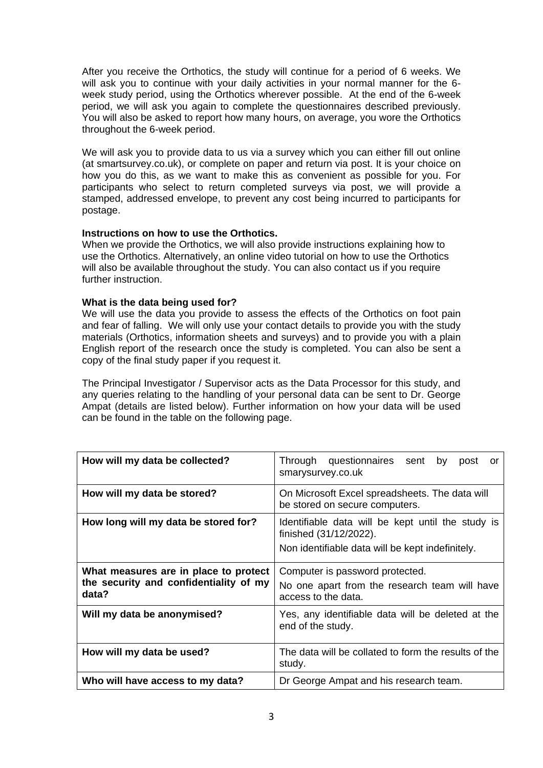After you receive the Orthotics, the study will continue for a period of 6 weeks. We will ask you to continue with your daily activities in your normal manner for the 6-week study period, using the Orthotics wherever possible. At the end of the 6-week period, we will ask you again to complete the questionnaires described previously. You will also be asked to report how many hours, on average, you wore the Orthotics throughout the 6-week period.

We will ask you to provide data to us via a survey which you can either fill out online (at smartsurvey.co.uk), or complete on paper and return via post. It is your choice on how you do this, as we want to make this as convenient as possible for you. For participants who select to return completed surveys via post, we will provide a stamped, addressed envelope, to prevent any cost being incurred to participants for postage.

**Instructions on how to use the Orthotics.**
When we provide the Orthotics, we will also provide instructions explaining how to use the Orthotics. Alternatively, an online video tutorial on how to use the Orthotics will also be available throughout the study. You can also contact us if you require further instruction.

**What is the data being used for?**
We will use the data you provide to assess the effects of the Orthotics on foot pain and fear of falling. We will only use your contact details to provide you with the study materials (Orthotics, information sheets and surveys) and to provide you with a plain English report of the research once the study is completed. You can also be sent a copy of the final study paper if you request it.

The Principal Investigator / Supervisor acts as the Data Processor for this study, and any queries relating to the handling of your personal data can be sent to Dr. George Ampat (details are listed below). Further information on how your data will be used can be found in the table on the following page.

| | |
|---|---|
| **How will my data be collected?** | Through questionnaires sent by post or smarysurvey.co.uk |
| **How will my data be stored?** | On Microsoft Excel spreadsheets. The data will be stored on secure computers. |
| **How long will my data be stored for?** | Identifiable data will be kept until the study is finished (31/12/2022).<br>Non identifiable data will be kept indefinitely. |
| **What measures are in place to protect the security and confidentiality of my data?** | Computer is password protected.<br>No one apart from the research team will have access to the data. |
| **Will my data be anonymised?** | Yes, any identifiable data will be deleted at the end of the study. |
| **How will my data be used?** | The data will be collated to form the results of the study. |
| **Who will have access to my data?** | Dr George Ampat and his research team. |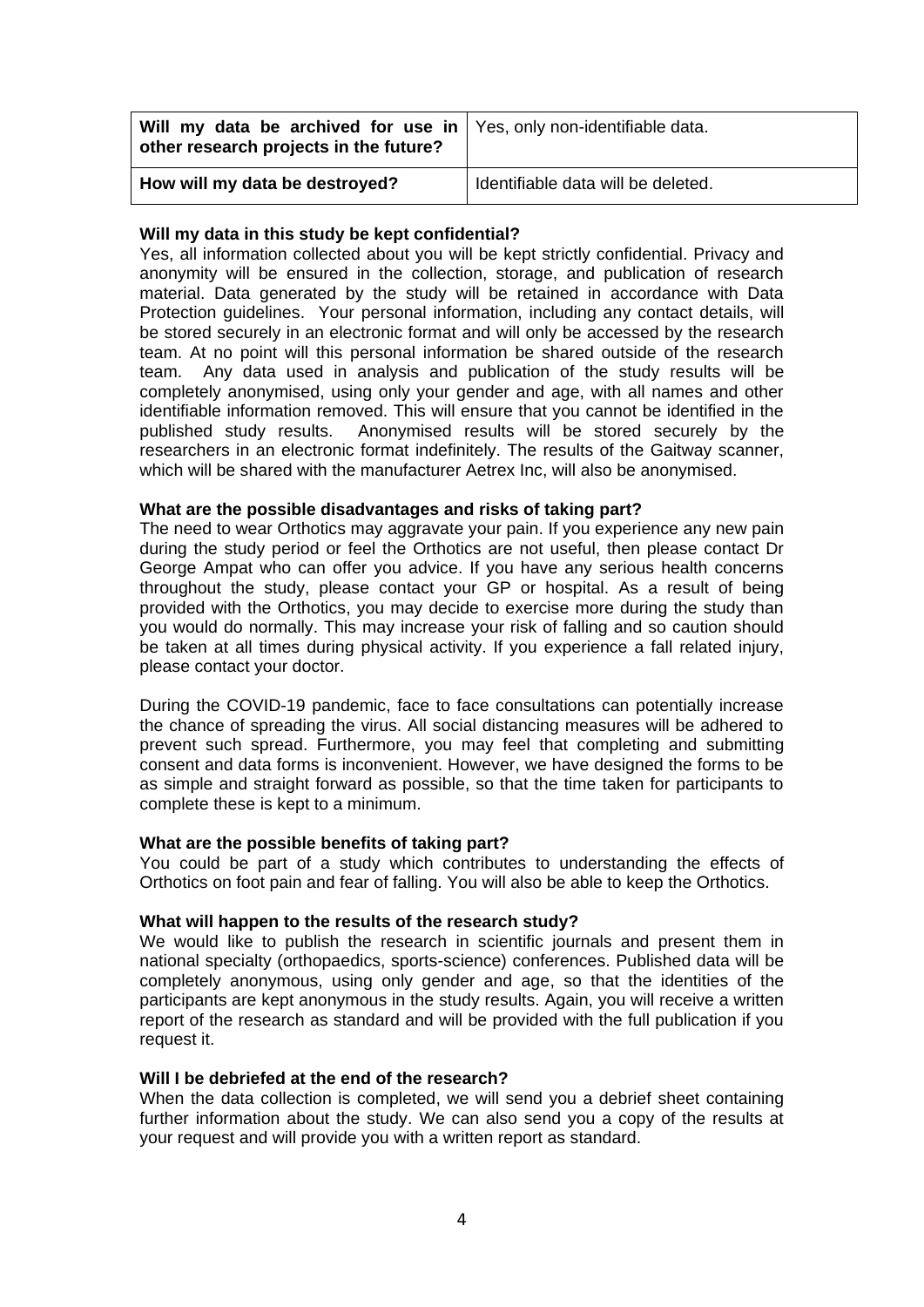| Will my data be archived for use in other research projects in the future? | Yes, only non-identifiable data. |
|---|---|
| How will my data be destroyed? | Identifiable data will be deleted. |

**Will my data in this study be kept confidential?**

Yes, all information collected about you will be kept strictly confidential. Privacy and anonymity will be ensured in the collection, storage, and publication of research material. Data generated by the study will be retained in accordance with Data Protection guidelines. Your personal information, including any contact details, will be stored securely in an electronic format and will only be accessed by the research team. At no point will this personal information be shared outside of the research team. Any data used in analysis and publication of the study results will be completely anonymised, using only your gender and age, with all names and other identifiable information removed. This will ensure that you cannot be identified in the published study results. Anonymised results will be stored securely by the researchers in an electronic format indefinitely. The results of the Gaitway scanner, which will be shared with the manufacturer Aetrex Inc, will also be anonymised.

**What are the possible disadvantages and risks of taking part?**

The need to wear Orthotics may aggravate your pain. If you experience any new pain during the study period or feel the Orthotics are not useful, then please contact Dr George Ampat who can offer you advice. If you have any serious health concerns throughout the study, please contact your GP or hospital. As a result of being provided with the Orthotics, you may decide to exercise more during the study than you would do normally. This may increase your risk of falling and so caution should be taken at all times during physical activity. If you experience a fall related injury, please contact your doctor.

During the COVID-19 pandemic, face to face consultations can potentially increase the chance of spreading the virus. All social distancing measures will be adhered to prevent such spread. Furthermore, you may feel that completing and submitting consent and data forms is inconvenient. However, we have designed the forms to be as simple and straight forward as possible, so that the time taken for participants to complete these is kept to a minimum.

**What are the possible benefits of taking part?**

You could be part of a study which contributes to understanding the effects of Orthotics on foot pain and fear of falling. You will also be able to keep the Orthotics.

**What will happen to the results of the research study?**

We would like to publish the research in scientific journals and present them in national specialty (orthopaedics, sports-science) conferences. Published data will be completely anonymous, using only gender and age, so that the identities of the participants are kept anonymous in the study results. Again, you will receive a written report of the research as standard and will be provided with the full publication if you request it.

**Will I be debriefed at the end of the research?**

When the data collection is completed, we will send you a debrief sheet containing further information about the study. We can also send you a copy of the results at your request and will provide you with a written report as standard.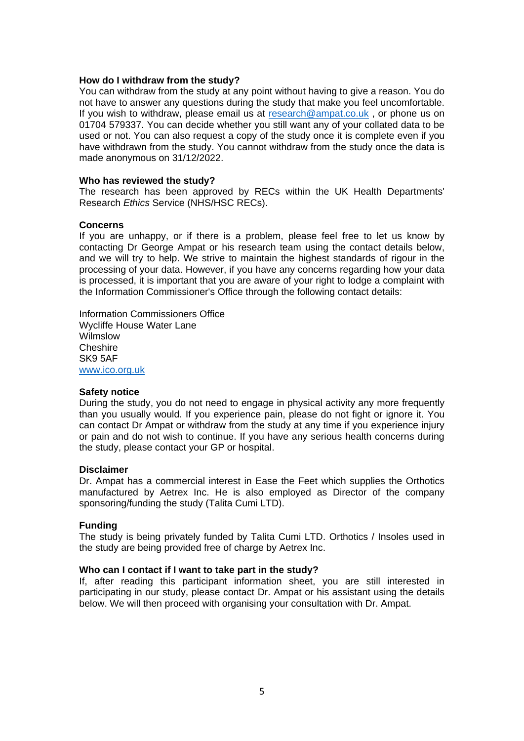**How do I withdraw from the study?**

You can withdraw from the study at any point without having to give a reason. You do not have to answer any questions during the study that make you feel uncomfortable. If you wish to withdraw, please email us at research@ampat.co.uk , or phone us on 01704 579337. You can decide whether you still want any of your collated data to be used or not. You can also request a copy of the study once it is complete even if you have withdrawn from the study. You cannot withdraw from the study once the data is made anonymous on 31/12/2022.

**Who has reviewed the study?**

The research has been approved by RECs within the UK Health Departments' Research *Ethics* Service (NHS/HSC RECs).

**Concerns**

If you are unhappy, or if there is a problem, please feel free to let us know by contacting Dr George Ampat or his research team using the contact details below, and we will try to help. We strive to maintain the highest standards of rigour in the processing of your data. However, if you have any concerns regarding how your data is processed, it is important that you are aware of your right to lodge a complaint with the Information Commissioner's Office through the following contact details:

Information Commissioners Office
Wycliffe House Water Lane
Wilmslow
Cheshire
SK9 5AF
www.ico.org.uk

**Safety notice**

During the study, you do not need to engage in physical activity any more frequently than you usually would. If you experience pain, please do not fight or ignore it. You can contact Dr Ampat or withdraw from the study at any time if you experience injury or pain and do not wish to continue. If you have any serious health concerns during the study, please contact your GP or hospital.

**Disclaimer**

Dr. Ampat has a commercial interest in Ease the Feet which supplies the Orthotics manufactured by Aetrex Inc. He is also employed as Director of the company sponsoring/funding the study (Talita Cumi LTD).

**Funding**

The study is being privately funded by Talita Cumi LTD. Orthotics / Insoles used in the study are being provided free of charge by Aetrex Inc.

**Who can I contact if I want to take part in the study?**

If, after reading this participant information sheet, you are still interested in participating in our study, please contact Dr. Ampat or his assistant using the details below. We will then proceed with organising your consultation with Dr. Ampat.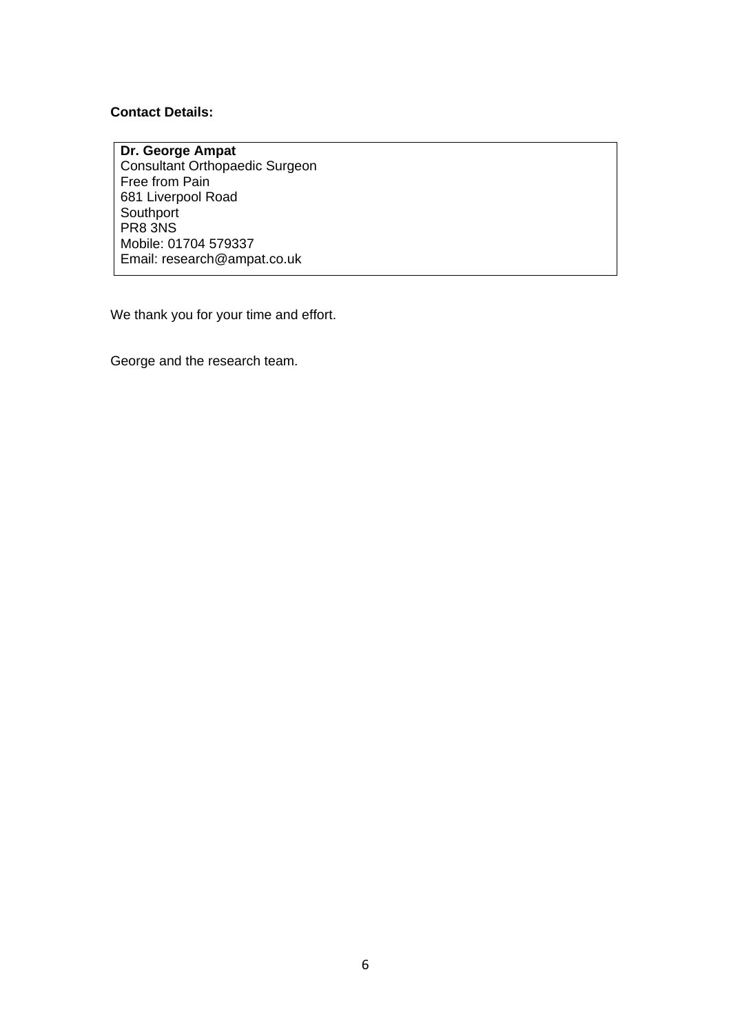**Contact Details:**

| |
|---|
| **Dr. George Ampat**<br>Consultant Orthopaedic Surgeon<br>Free from Pain<br>681 Liverpool Road<br>Southport<br>PR8 3NS<br>Mobile: 01704 579337<br>Email: research@ampat.co.uk |

We thank you for your time and effort.

George and the research team.